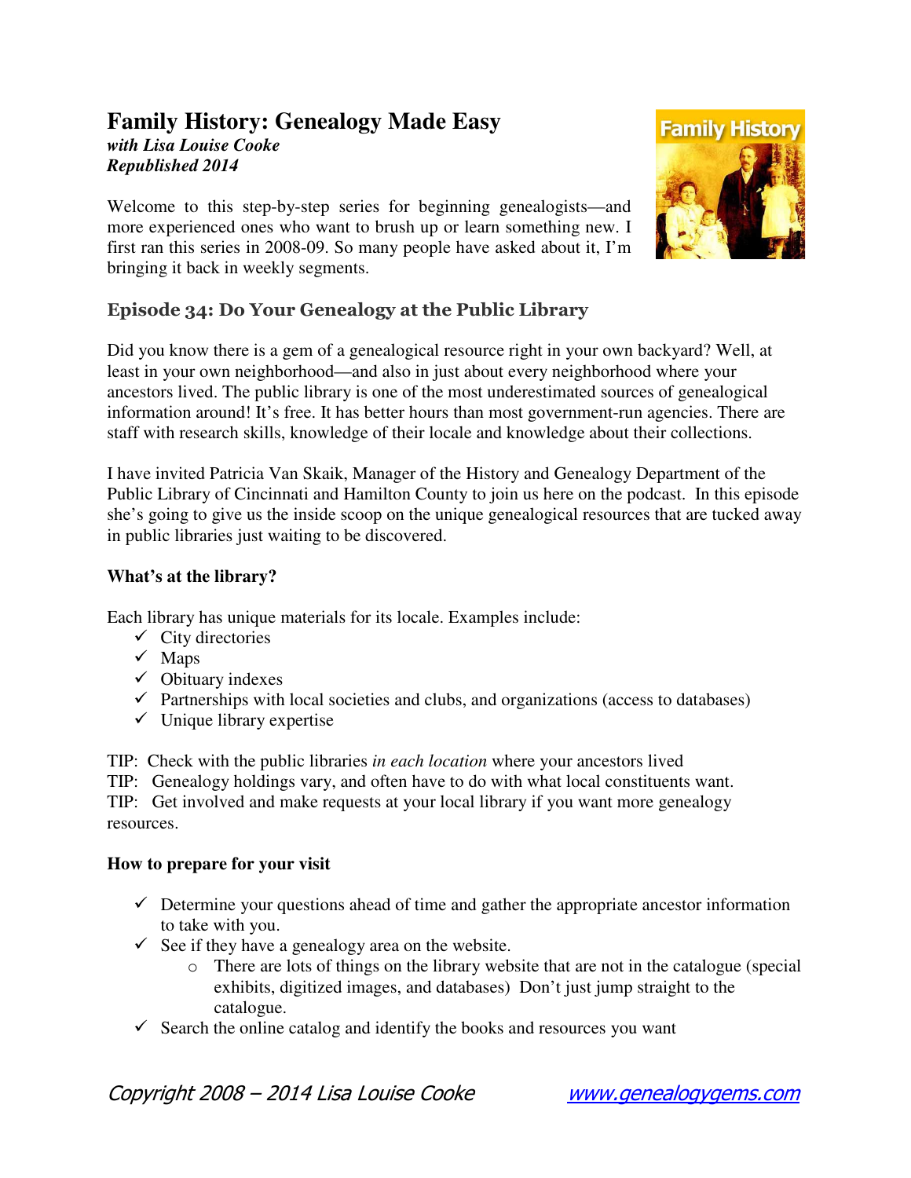# Family History: Genealogy Made Easy

***with Lisa Louise Cooke***
***Republished 2014***

Welcome to this step-by-step series for beginning genealogists—and more experienced ones who want to brush up or learn something new. I first ran this series in 2008-09. So many people have asked about it, I'm bringing it back in weekly segments.

## Episode 34: Do Your Genealogy at the Public Library

Did you know there is a gem of a genealogical resource right in your own backyard? Well, at least in your own neighborhood—and also in just about every neighborhood where your ancestors lived. The public library is one of the most underestimated sources of genealogical information around! It's free. It has better hours than most government-run agencies. There are staff with research skills, knowledge of their locale and knowledge about their collections.

I have invited Patricia Van Skaik, Manager of the History and Genealogy Department of the Public Library of Cincinnati and Hamilton County to join us here on the podcast. In this episode she's going to give us the inside scoop on the unique genealogical resources that are tucked away in public libraries just waiting to be discovered.

**What's at the library?**

Each library has unique materials for its locale. Examples include:

- ✓ City directories
- ✓ Maps
- ✓ Obituary indexes
- ✓ Partnerships with local societies and clubs, and organizations (access to databases)
- ✓ Unique library expertise

TIP: Check with the public libraries *in each location* where your ancestors lived
TIP: Genealogy holdings vary, and often have to do with what local constituents want.
TIP: Get involved and make requests at your local library if you want more genealogy resources.

**How to prepare for your visit**

- ✓ Determine your questions ahead of time and gather the appropriate ancestor information to take with you.
- ✓ See if they have a genealogy area on the website.
  - There are lots of things on the library website that are not in the catalogue (special exhibits, digitized images, and databases) Don't just jump straight to the catalogue.
- ✓ Search the online catalog and identify the books and resources you want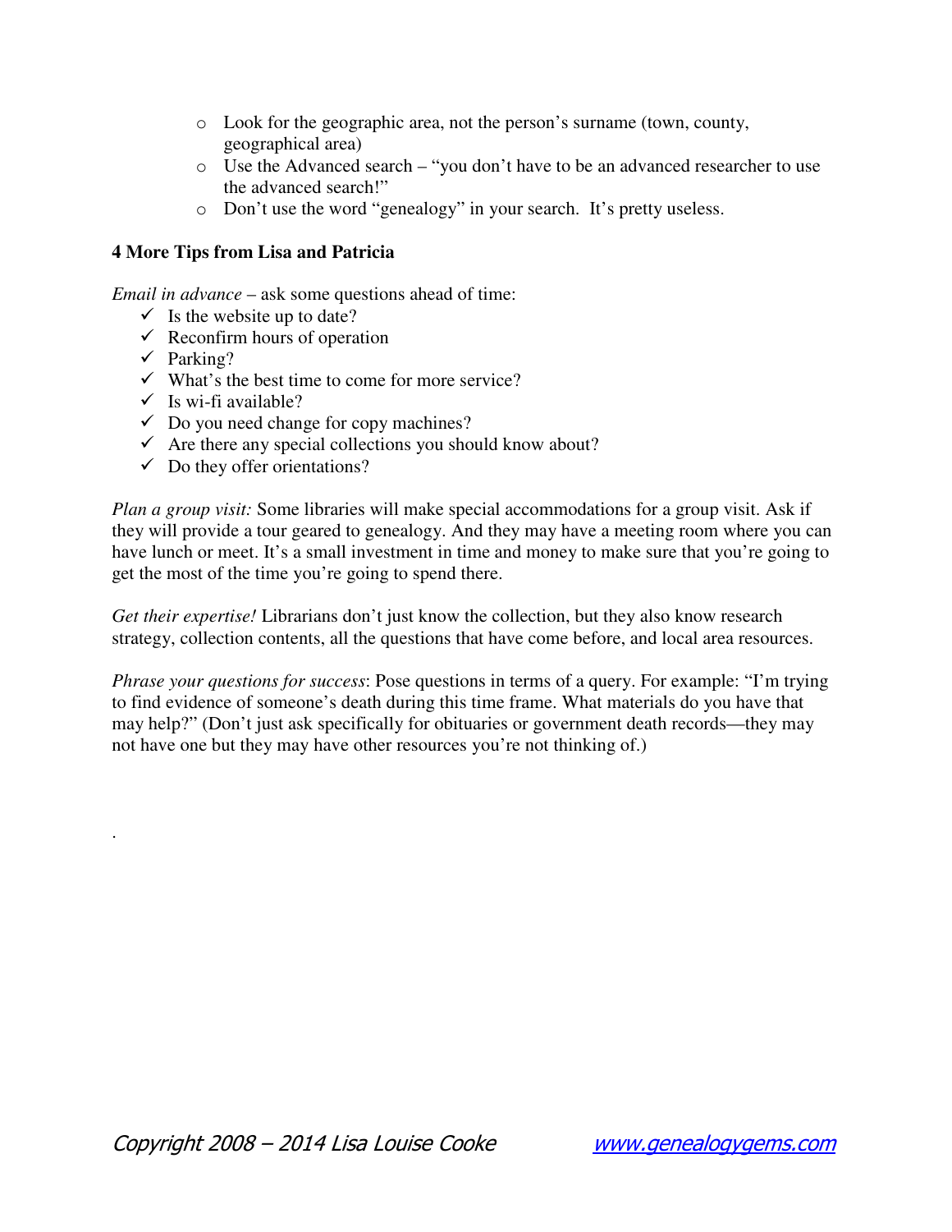- Look for the geographic area, not the person's surname (town, county, geographical area)
- Use the Advanced search – "you don't have to be an advanced researcher to use the advanced search!"
- Don't use the word "genealogy" in your search. It's pretty useless.

**4 More Tips from Lisa and Patricia**

*Email in advance* – ask some questions ahead of time:

- ✓ Is the website up to date?
- ✓ Reconfirm hours of operation
- ✓ Parking?
- ✓ What's the best time to come for more service?
- ✓ Is wi-fi available?
- ✓ Do you need change for copy machines?
- ✓ Are there any special collections you should know about?
- ✓ Do they offer orientations?

*Plan a group visit:* Some libraries will make special accommodations for a group visit. Ask if they will provide a tour geared to genealogy. And they may have a meeting room where you can have lunch or meet. It's a small investment in time and money to make sure that you're going to get the most of the time you're going to spend there.

*Get their expertise!* Librarians don't just know the collection, but they also know research strategy, collection contents, all the questions that have come before, and local area resources.

*Phrase your questions for success*: Pose questions in terms of a query. For example: "I'm trying to find evidence of someone's death during this time frame. What materials do you have that may help?" (Don't just ask specifically for obituaries or government death records—they may not have one but they may have other resources you're not thinking of.)

.

Copyright 2008 – 2014 Lisa Louise Cooke www.genealogygems.com